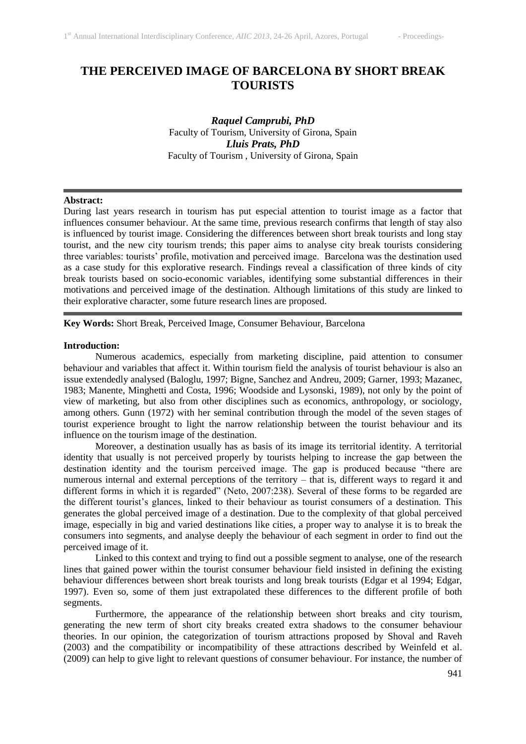# THE PERCEIVED IMAGE OF BARCELONA BY SHORT BREAK TOURISTS

***Raquel Camprubi, PhD***
Faculty of Tourism, University of Girona, Spain
***Lluis Prats, PhD***
Faculty of Tourism , University of Girona, Spain

---

**Abstract:**
During last years research in tourism has put especial attention to tourist image as a factor that influences consumer behaviour. At the same time, previous research confirms that length of stay also is influenced by tourist image. Considering the differences between short break tourists and long stay tourist, and the new city tourism trends; this paper aims to analyse city break tourists considering three variables: tourists' profile, motivation and perceived image. Barcelona was the destination used as a case study for this explorative research. Findings reveal a classification of three kinds of city break tourists based on socio-economic variables, identifying some substantial differences in their motivations and perceived image of the destination. Although limitations of this study are linked to their explorative character, some future research lines are proposed.

---

**Key Words:** Short Break, Perceived Image, Consumer Behaviour, Barcelona

**Introduction:**

Numerous academics, especially from marketing discipline, paid attention to consumer behaviour and variables that affect it. Within tourism field the analysis of tourist behaviour is also an issue extendedly analysed (Baloglu, 1997; Bigne, Sanchez and Andreu, 2009; Garner, 1993; Mazanec, 1983; Manente, Minghetti and Costa, 1996; Woodside and Lysonski, 1989), not only by the point of view of marketing, but also from other disciplines such as economics, anthropology, or sociology, among others. Gunn (1972) with her seminal contribution through the model of the seven stages of tourist experience brought to light the narrow relationship between the tourist behaviour and its influence on the tourism image of the destination.

Moreover, a destination usually has as basis of its image its territorial identity. A territorial identity that usually is not perceived properly by tourists helping to increase the gap between the destination identity and the tourism perceived image. The gap is produced because "there are numerous internal and external perceptions of the territory – that is, different ways to regard it and different forms in which it is regarded" (Neto, 2007:238). Several of these forms to be regarded are the different tourist's glances, linked to their behaviour as tourist consumers of a destination. This generates the global perceived image of a destination. Due to the complexity of that global perceived image, especially in big and varied destinations like cities, a proper way to analyse it is to break the consumers into segments, and analyse deeply the behaviour of each segment in order to find out the perceived image of it.

Linked to this context and trying to find out a possible segment to analyse, one of the research lines that gained power within the tourist consumer behaviour field insisted in defining the existing behaviour differences between short break tourists and long break tourists (Edgar et al 1994; Edgar, 1997). Even so, some of them just extrapolated these differences to the different profile of both segments.

Furthermore, the appearance of the relationship between short breaks and city tourism, generating the new term of short city breaks created extra shadows to the consumer behaviour theories. In our opinion, the categorization of tourism attractions proposed by Shoval and Raveh (2003) and the compatibility or incompatibility of these attractions described by Weinfeld et al. (2009) can help to give light to relevant questions of consumer behaviour. For instance, the number of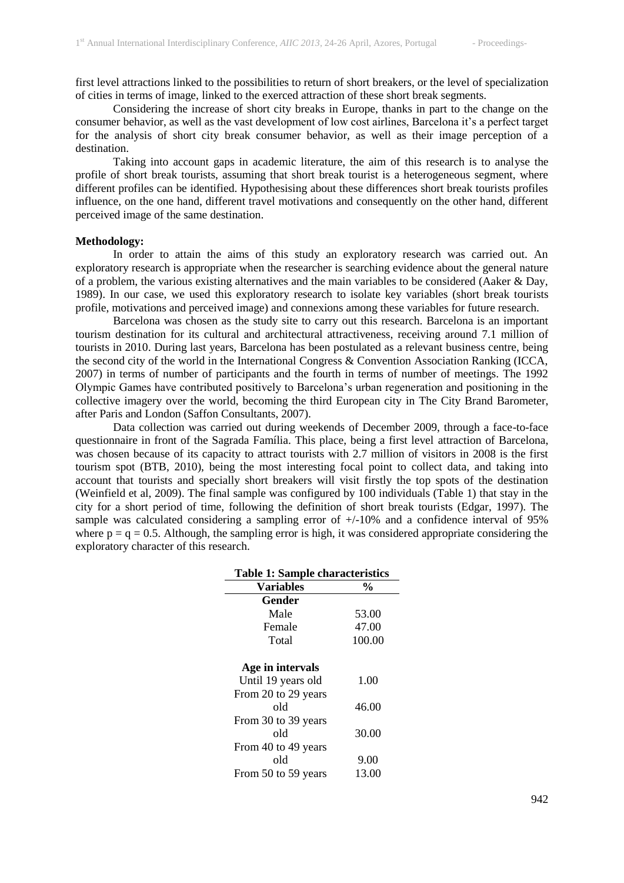first level attractions linked to the possibilities to return of short breakers, or the level of specialization of cities in terms of image, linked to the exerced attraction of these short break segments.

Considering the increase of short city breaks in Europe, thanks in part to the change on the consumer behavior, as well as the vast development of low cost airlines, Barcelona it's a perfect target for the analysis of short city break consumer behavior, as well as their image perception of a destination.

Taking into account gaps in academic literature, the aim of this research is to analyse the profile of short break tourists, assuming that short break tourist is a heterogeneous segment, where different profiles can be identified. Hypothesising about these differences short break tourists profiles influence, on the one hand, different travel motivations and consequently on the other hand, different perceived image of the same destination.

**Methodology:**

In order to attain the aims of this study an exploratory research was carried out. An exploratory research is appropriate when the researcher is searching evidence about the general nature of a problem, the various existing alternatives and the main variables to be considered (Aaker & Day, 1989). In our case, we used this exploratory research to isolate key variables (short break tourists profile, motivations and perceived image) and connexions among these variables for future research.

Barcelona was chosen as the study site to carry out this research. Barcelona is an important tourism destination for its cultural and architectural attractiveness, receiving around 7.1 million of tourists in 2010. During last years, Barcelona has been postulated as a relevant business centre, being the second city of the world in the International Congress & Convention Association Ranking (ICCA, 2007) in terms of number of participants and the fourth in terms of number of meetings. The 1992 Olympic Games have contributed positively to Barcelona's urban regeneration and positioning in the collective imagery over the world, becoming the third European city in The City Brand Barometer, after Paris and London (Saffon Consultants, 2007).

Data collection was carried out during weekends of December 2009, through a face-to-face questionnaire in front of the Sagrada Família. This place, being a first level attraction of Barcelona, was chosen because of its capacity to attract tourists with 2.7 million of visitors in 2008 is the first tourism spot (BTB, 2010), being the most interesting focal point to collect data, and taking into account that tourists and specially short breakers will visit firstly the top spots of the destination (Weinfield et al, 2009). The final sample was configured by 100 individuals (Table 1) that stay in the city for a short period of time, following the definition of short break tourists (Edgar, 1997). The sample was calculated considering a sampling error of +/-10% and a confidence interval of 95% where $p = q = 0.5$. Although, the sampling error is high, it was considered appropriate considering the exploratory character of this research.

**Table 1: Sample characteristics**

| Variables | % |
|---|---|
| **Gender** | |
| Male | 53.00 |
| Female | 47.00 |
| Total | 100.00 |
| **Age in intervals** | |
| Until 19 years old | 1.00 |
| From 20 to 29 years old | 46.00 |
| From 30 to 39 years old | 30.00 |
| From 40 to 49 years old | 9.00 |
| From 50 to 59 years | 13.00 |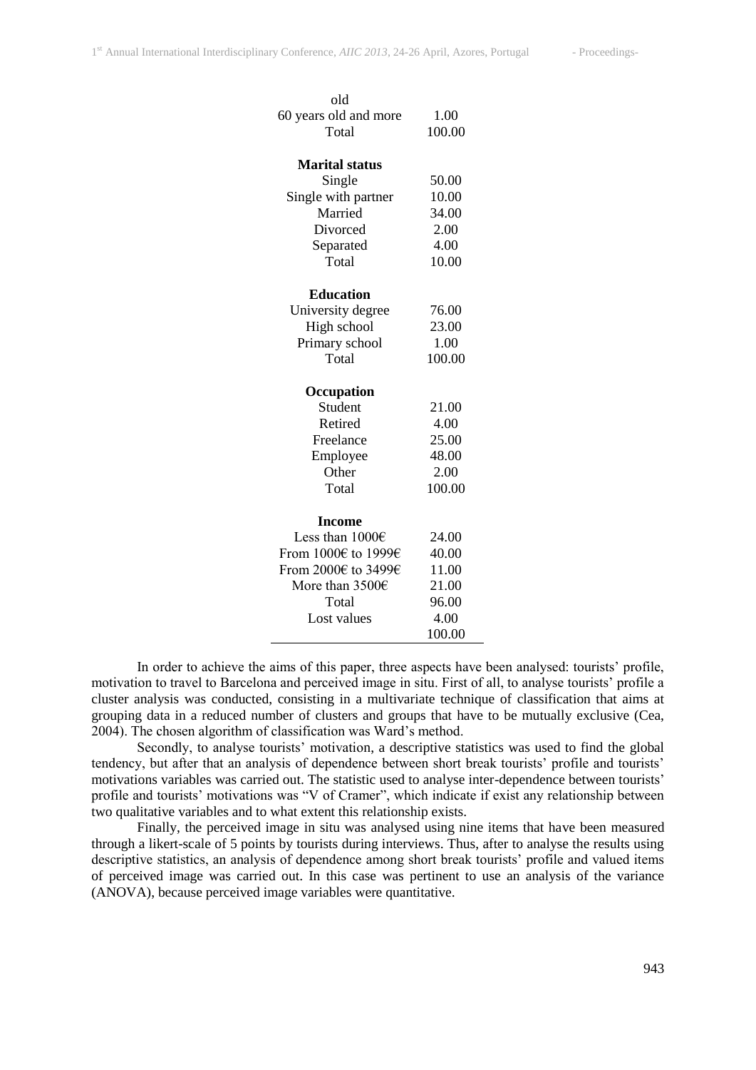| | |
|---|---|
| old | |
| 60 years old and more | 1.00 |
| Total | 100.00 |
| **Marital status** | |
| Single | 50.00 |
| Single with partner | 10.00 |
| Married | 34.00 |
| Divorced | 2.00 |
| Separated | 4.00 |
| Total | 10.00 |
| **Education** | |
| University degree | 76.00 |
| High school | 23.00 |
| Primary school | 1.00 |
| Total | 100.00 |
| **Occupation** | |
| Student | 21.00 |
| Retired | 4.00 |
| Freelance | 25.00 |
| Employee | 48.00 |
| Other | 2.00 |
| Total | 100.00 |
| **Income** | |
| Less than 1000€ | 24.00 |
| From 1000€ to 1999€ | 40.00 |
| From 2000€ to 3499€ | 11.00 |
| More than 3500€ | 21.00 |
| Total | 96.00 |
| Lost values | 4.00 |
| | 100.00 |

In order to achieve the aims of this paper, three aspects have been analysed: tourists' profile, motivation to travel to Barcelona and perceived image in situ. First of all, to analyse tourists' profile a cluster analysis was conducted, consisting in a multivariate technique of classification that aims at grouping data in a reduced number of clusters and groups that have to be mutually exclusive (Cea, 2004). The chosen algorithm of classification was Ward's method.

Secondly, to analyse tourists' motivation, a descriptive statistics was used to find the global tendency, but after that an analysis of dependence between short break tourists' profile and tourists' motivations variables was carried out. The statistic used to analyse inter-dependence between tourists' profile and tourists' motivations was "V of Cramer", which indicate if exist any relationship between two qualitative variables and to what extent this relationship exists.

Finally, the perceived image in situ was analysed using nine items that have been measured through a likert-scale of 5 points by tourists during interviews. Thus, after to analyse the results using descriptive statistics, an analysis of dependence among short break tourists' profile and valued items of perceived image was carried out. In this case was pertinent to use an analysis of the variance (ANOVA), because perceived image variables were quantitative.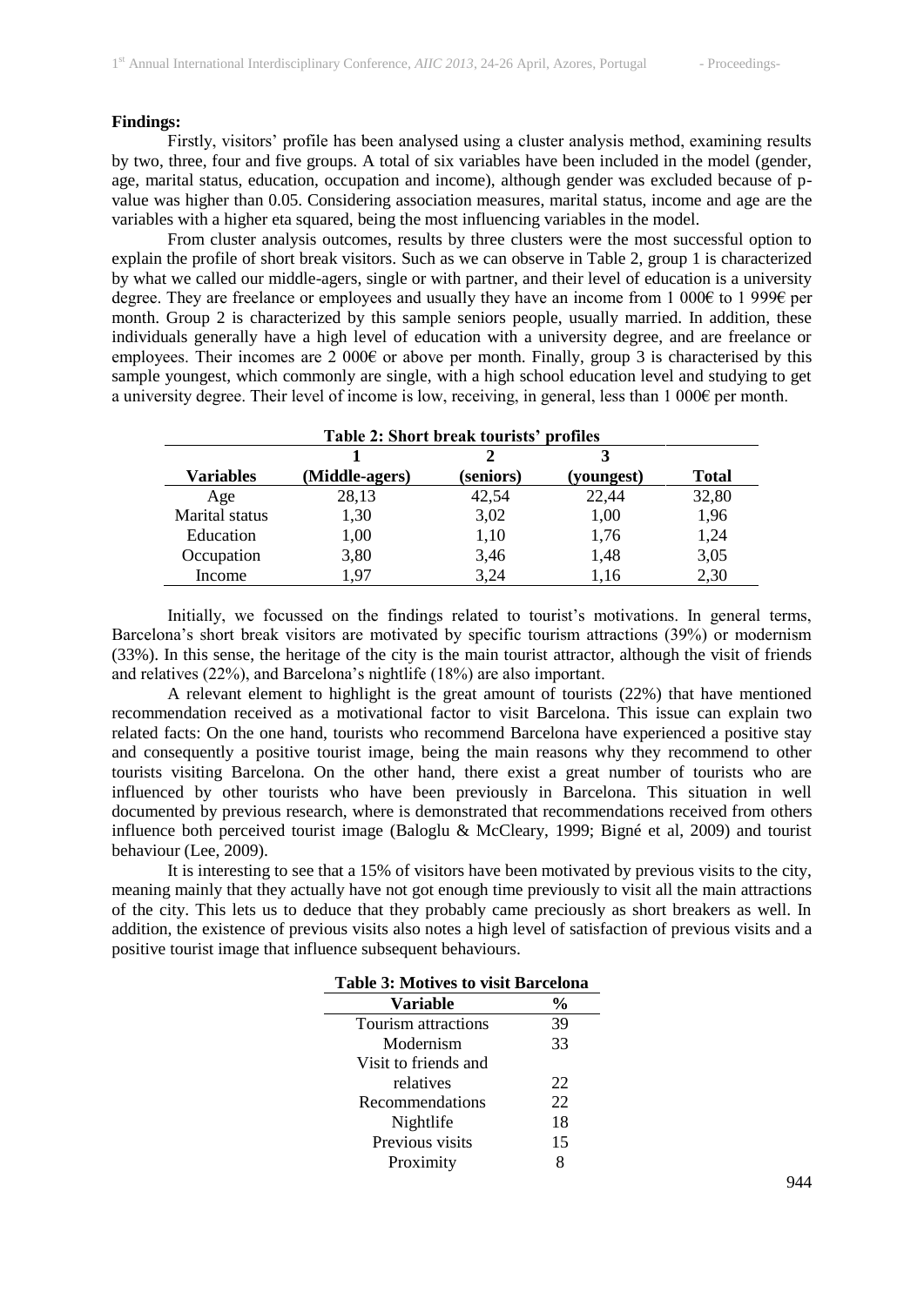**Findings:**

Firstly, visitors' profile has been analysed using a cluster analysis method, examining results by two, three, four and five groups. A total of six variables have been included in the model (gender, age, marital status, education, occupation and income), although gender was excluded because of p-value was higher than 0.05. Considering association measures, marital status, income and age are the variables with a higher eta squared, being the most influencing variables in the model.

From cluster analysis outcomes, results by three clusters were the most successful option to explain the profile of short break visitors. Such as we can observe in Table 2, group 1 is characterized by what we called our middle-agers, single or with partner, and their level of education is a university degree. They are freelance or employees and usually they have an income from 1 000€ to 1 999€ per month. Group 2 is characterized by this sample seniors people, usually married. In addition, these individuals generally have a high level of education with a university degree, and are freelance or employees. Their incomes are 2 000€ or above per month. Finally, group 3 is characterised by this sample youngest, which commonly are single, with a high school education level and studying to get a university degree. Their level of income is low, receiving, in general, less than 1 000€ per month.

**Table 2: Short break tourists' profiles**

| Variables | 1 (Middle-agers) | 2 (seniors) | 3 (youngest) | Total |
|---|---|---|---|---|
| Age | 28,13 | 42,54 | 22,44 | 32,80 |
| Marital status | 1,30 | 3,02 | 1,00 | 1,96 |
| Education | 1,00 | 1,10 | 1,76 | 1,24 |
| Occupation | 3,80 | 3,46 | 1,48 | 3,05 |
| Income | 1,97 | 3,24 | 1,16 | 2,30 |

Initially, we focussed on the findings related to tourist's motivations. In general terms, Barcelona's short break visitors are motivated by specific tourism attractions (39%) or modernism (33%). In this sense, the heritage of the city is the main tourist attractor, although the visit of friends and relatives (22%), and Barcelona's nightlife (18%) are also important.

A relevant element to highlight is the great amount of tourists (22%) that have mentioned recommendation received as a motivational factor to visit Barcelona. This issue can explain two related facts: On the one hand, tourists who recommend Barcelona have experienced a positive stay and consequently a positive tourist image, being the main reasons why they recommend to other tourists visiting Barcelona. On the other hand, there exist a great number of tourists who are influenced by other tourists who have been previously in Barcelona. This situation in well documented by previous research, where is demonstrated that recommendations received from others influence both perceived tourist image (Baloglu & McCleary, 1999; Bigné et al, 2009) and tourist behaviour (Lee, 2009).

It is interesting to see that a 15% of visitors have been motivated by previous visits to the city, meaning mainly that they actually have not got enough time previously to visit all the main attractions of the city. This lets us to deduce that they probably came preciously as short breakers as well. In addition, the existence of previous visits also notes a high level of satisfaction of previous visits and a positive tourist image that influence subsequent behaviours.

**Table 3: Motives to visit Barcelona**

| Variable | % |
|---|---|
| Tourism attractions | 39 |
| Modernism | 33 |
| Visit to friends and relatives | 22 |
| Recommendations | 22 |
| Nightlife | 18 |
| Previous visits | 15 |
| Proximity | 8 |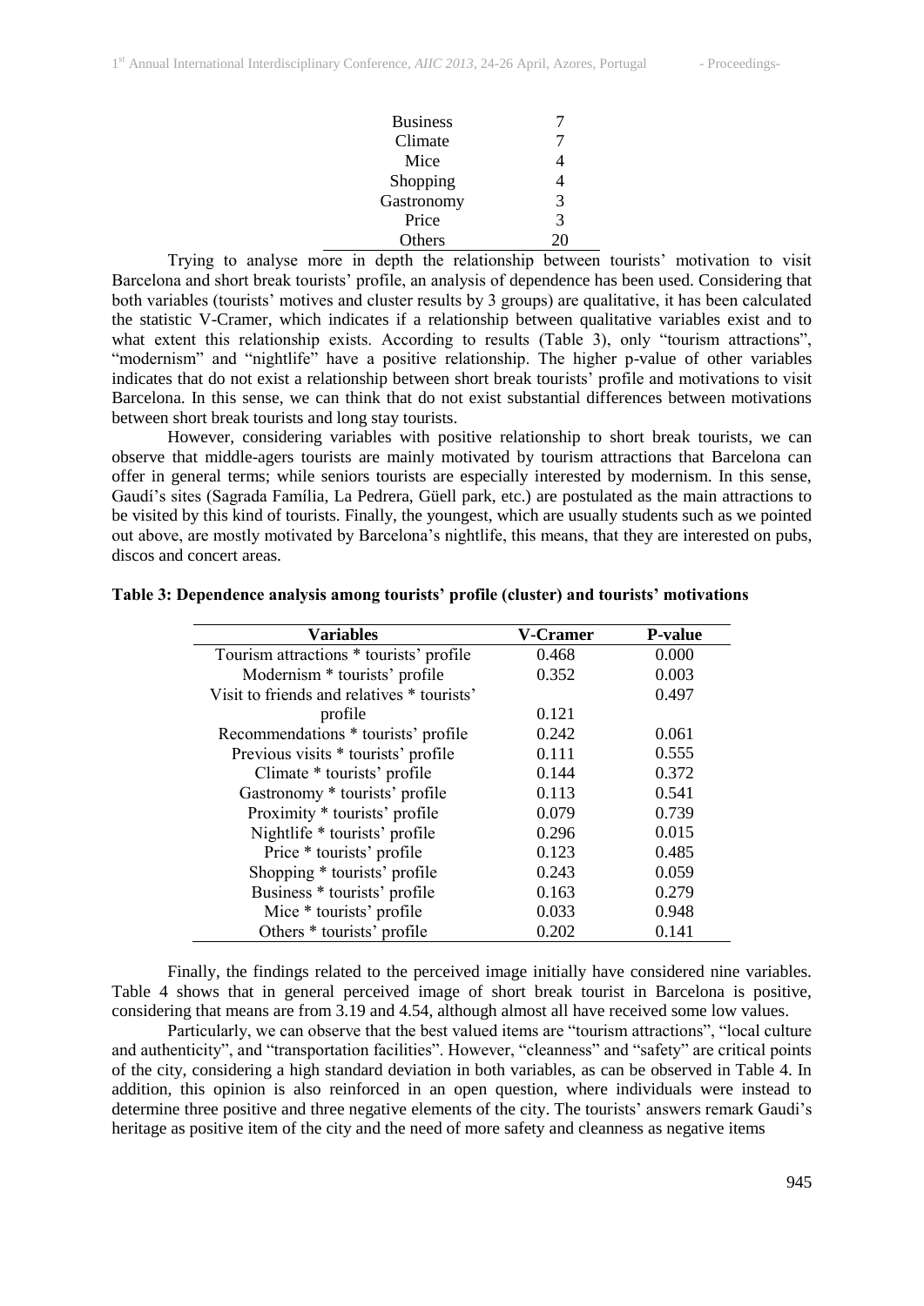| | |
|---|---|
| Business | 7 |
| Climate | 7 |
| Mice | 4 |
| Shopping | 4 |
| Gastronomy | 3 |
| Price | 3 |
| Others | 20 |

Trying to analyse more in depth the relationship between tourists' motivation to visit Barcelona and short break tourists' profile, an analysis of dependence has been used. Considering that both variables (tourists' motives and cluster results by 3 groups) are qualitative, it has been calculated the statistic V-Cramer, which indicates if a relationship between qualitative variables exist and to what extent this relationship exists. According to results (Table 3), only "tourism attractions", "modernism" and "nightlife" have a positive relationship. The higher p-value of other variables indicates that do not exist a relationship between short break tourists' profile and motivations to visit Barcelona. In this sense, we can think that do not exist substantial differences between motivations between short break tourists and long stay tourists.

However, considering variables with positive relationship to short break tourists, we can observe that middle-agers tourists are mainly motivated by tourism attractions that Barcelona can offer in general terms; while seniors tourists are especially interested by modernism. In this sense, Gaudí's sites (Sagrada Familia, La Pedrera, Güell park, etc.) are postulated as the main attractions to be visited by this kind of tourists. Finally, the youngest, which are usually students such as we pointed out above, are mostly motivated by Barcelona's nightlife, this means, that they are interested on pubs, discos and concert areas.

**Table 3: Dependence analysis among tourists' profile (cluster) and tourists' motivations**

| Variables | V-Cramer | P-value |
|---|---|---|
| Tourism attractions * tourists' profile | 0.468 | 0.000 |
| Modernism * tourists' profile | 0.352 | 0.003 |
| Visit to friends and relatives * tourists' profile | 0.121 | 0.497 |
| Recommendations * tourists' profile | 0.242 | 0.061 |
| Previous visits * tourists' profile | 0.111 | 0.555 |
| Climate * tourists' profile | 0.144 | 0.372 |
| Gastronomy * tourists' profile | 0.113 | 0.541 |
| Proximity * tourists' profile | 0.079 | 0.739 |
| Nightlife * tourists' profile | 0.296 | 0.015 |
| Price * tourists' profile | 0.123 | 0.485 |
| Shopping * tourists' profile | 0.243 | 0.059 |
| Business * tourists' profile | 0.163 | 0.279 |
| Mice * tourists' profile | 0.033 | 0.948 |
| Others * tourists' profile | 0.202 | 0.141 |

Finally, the findings related to the perceived image initially have considered nine variables. Table 4 shows that in general perceived image of short break tourist in Barcelona is positive, considering that means are from 3.19 and 4.54, although almost all have received some low values.

Particularly, we can observe that the best valued items are "tourism attractions", "local culture and authenticity", and "transportation facilities". However, "cleanness" and "safety" are critical points of the city, considering a high standard deviation in both variables, as can be observed in Table 4. In addition, this opinion is also reinforced in an open question, where individuals were instead to determine three positive and three negative elements of the city. The tourists' answers remark Gaudi's heritage as positive item of the city and the need of more safety and cleanness as negative items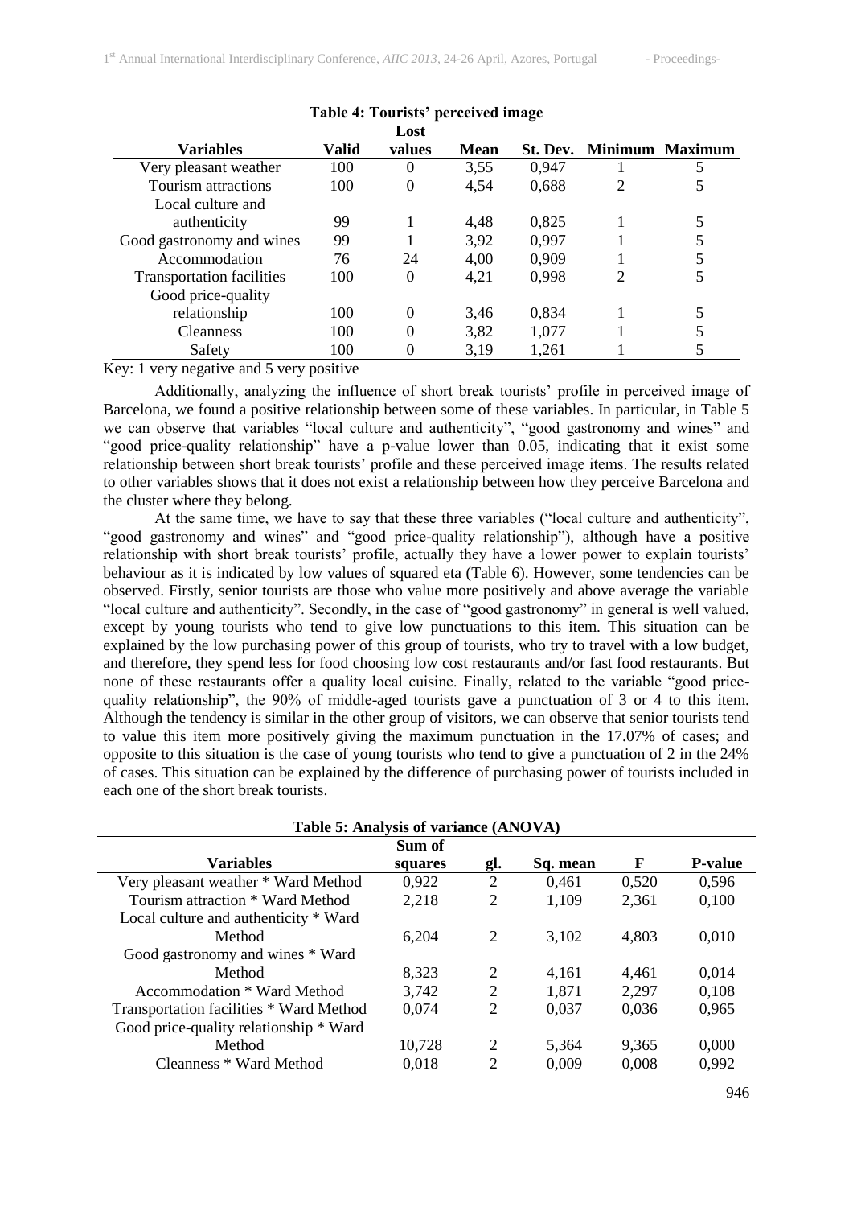**Table 4: Tourists' perceived image**

| Variables | Valid | Lost values | Mean | St. Dev. | Minimum | Maximum |
|---|---|---|---|---|---|---|
| Very pleasant weather | 100 | 0 | 3,55 | 0,947 | 1 | 5 |
| Tourism attractions | 100 | 0 | 4,54 | 0,688 | 2 | 5 |
| Local culture and authenticity | 99 | 1 | 4,48 | 0,825 | 1 | 5 |
| Good gastronomy and wines | 99 | 1 | 3,92 | 0,997 | 1 | 5 |
| Accommodation | 76 | 24 | 4,00 | 0,909 | 1 | 5 |
| Transportation facilities | 100 | 0 | 4,21 | 0,998 | 2 | 5 |
| Good price-quality relationship | 100 | 0 | 3,46 | 0,834 | 1 | 5 |
| Cleanness | 100 | 0 | 3,82 | 1,077 | 1 | 5 |
| Safety | 100 | 0 | 3,19 | 1,261 | 1 | 5 |

Key: 1 very negative and 5 very positive

Additionally, analyzing the influence of short break tourists' profile in perceived image of Barcelona, we found a positive relationship between some of these variables. In particular, in Table 5 we can observe that variables "local culture and authenticity", "good gastronomy and wines" and "good price-quality relationship" have a p-value lower than 0.05, indicating that it exist some relationship between short break tourists' profile and these perceived image items. The results related to other variables shows that it does not exist a relationship between how they perceive Barcelona and the cluster where they belong.

At the same time, we have to say that these three variables ("local culture and authenticity", "good gastronomy and wines" and "good price-quality relationship"), although have a positive relationship with short break tourists' profile, actually they have a lower power to explain tourists' behaviour as it is indicated by low values of squared eta (Table 6). However, some tendencies can be observed. Firstly, senior tourists are those who value more positively and above average the variable "local culture and authenticity". Secondly, in the case of "good gastronomy" in general is well valued, except by young tourists who tend to give low punctuations to this item. This situation can be explained by the low purchasing power of this group of tourists, who try to travel with a low budget, and therefore, they spend less for food choosing low cost restaurants and/or fast food restaurants. But none of these restaurants offer a quality local cuisine. Finally, related to the variable "good price-quality relationship", the 90% of middle-aged tourists gave a punctuation of 3 or 4 to this item. Although the tendency is similar in the other group of visitors, we can observe that senior tourists tend to value this item more positively giving the maximum punctuation in the 17.07% of cases; and opposite to this situation is the case of young tourists who tend to give a punctuation of 2 in the 24% of cases. This situation can be explained by the difference of purchasing power of tourists included in each one of the short break tourists.

**Table 5: Analysis of variance (ANOVA)**

| Variables | Sum of squares | gl. | Sq. mean | F | P-value |
|---|---|---|---|---|---|
| Very pleasant weather * Ward Method | 0,922 | 2 | 0,461 | 0,520 | 0,596 |
| Tourism attraction * Ward Method | 2,218 | 2 | 1,109 | 2,361 | 0,100 |
| Local culture and authenticity * Ward Method | 6,204 | 2 | 3,102 | 4,803 | 0,010 |
| Good gastronomy and wines * Ward Method | 8,323 | 2 | 4,161 | 4,461 | 0,014 |
| Accommodation * Ward Method | 3,742 | 2 | 1,871 | 2,297 | 0,108 |
| Transportation facilities * Ward Method | 0,074 | 2 | 0,037 | 0,036 | 0,965 |
| Good price-quality relationship * Ward Method | 10,728 | 2 | 5,364 | 9,365 | 0,000 |
| Cleanness * Ward Method | 0,018 | 2 | 0,009 | 0,008 | 0,992 |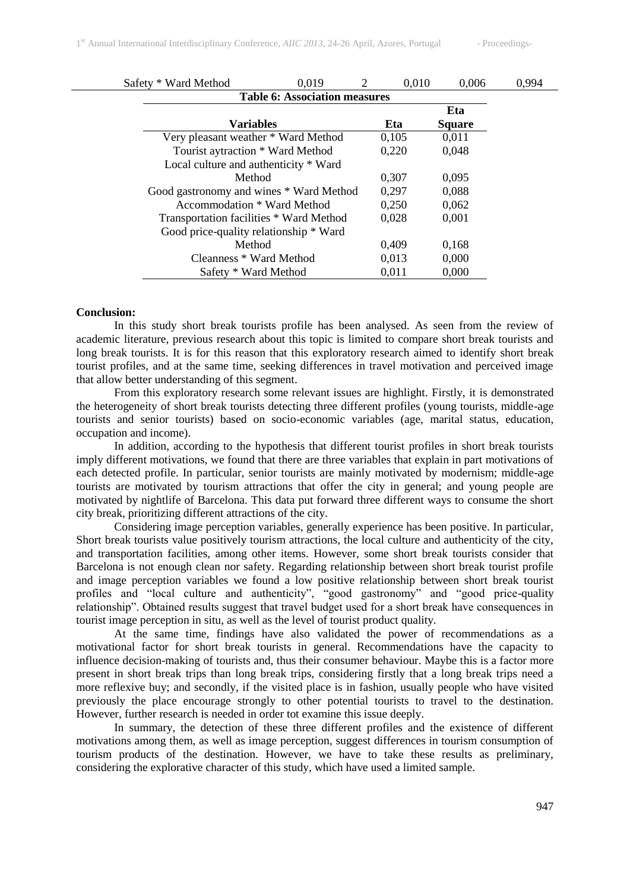| Safety * Ward Method | 0,019 | 2 | 0,010 | 0,006 | 0,994 |
|---|---|---|---|---|---|

**Table 6: Association measures**

| Variables | Eta | Eta Square |
|---|---|---|
| Very pleasant weather * Ward Method | 0,105 | 0,011 |
| Tourist aytraction * Ward Method | 0,220 | 0,048 |
| Local culture and authenticity * Ward Method | 0,307 | 0,095 |
| Good gastronomy and wines * Ward Method | 0,297 | 0,088 |
| Accommodation * Ward Method | 0,250 | 0,062 |
| Transportation facilities * Ward Method | 0,028 | 0,001 |
| Good price-quality relationship * Ward Method | 0,409 | 0,168 |
| Cleanness * Ward Method | 0,013 | 0,000 |
| Safety * Ward Method | 0,011 | 0,000 |

**Conclusion:**

In this study short break tourists profile has been analysed. As seen from the review of academic literature, previous research about this topic is limited to compare short break tourists and long break tourists. It is for this reason that this exploratory research aimed to identify short break tourist profiles, and at the same time, seeking differences in travel motivation and perceived image that allow better understanding of this segment.

From this exploratory research some relevant issues are highlight. Firstly, it is demonstrated the heterogeneity of short break tourists detecting three different profiles (young tourists, middle-age tourists and senior tourists) based on socio-economic variables (age, marital status, education, occupation and income).

In addition, according to the hypothesis that different tourist profiles in short break tourists imply different motivations, we found that there are three variables that explain in part motivations of each detected profile. In particular, senior tourists are mainly motivated by modernism; middle-age tourists are motivated by tourism attractions that offer the city in general; and young people are motivated by nightlife of Barcelona. This data put forward three different ways to consume the short city break, prioritizing different attractions of the city.

Considering image perception variables, generally experience has been positive. In particular, Short break tourists value positively tourism attractions, the local culture and authenticity of the city, and transportation facilities, among other items. However, some short break tourists consider that Barcelona is not enough clean nor safety. Regarding relationship between short break tourist profile and image perception variables we found a low positive relationship between short break tourist profiles and "local culture and authenticity", "good gastronomy" and "good price-quality relationship". Obtained results suggest that travel budget used for a short break have consequences in tourist image perception in situ, as well as the level of tourist product quality.

At the same time, findings have also validated the power of recommendations as a motivational factor for short break tourists in general. Recommendations have the capacity to influence decision-making of tourists and, thus their consumer behaviour. Maybe this is a factor more present in short break trips than long break trips, considering firstly that a long break trips need a more reflexive buy; and secondly, if the visited place is in fashion, usually people who have visited previously the place encourage strongly to other potential tourists to travel to the destination. However, further research is needed in order tot examine this issue deeply.

In summary, the detection of these three different profiles and the existence of different motivations among them, as well as image perception, suggest differences in tourism consumption of tourism products of the destination. However, we have to take these results as preliminary, considering the explorative character of this study, which have used a limited sample.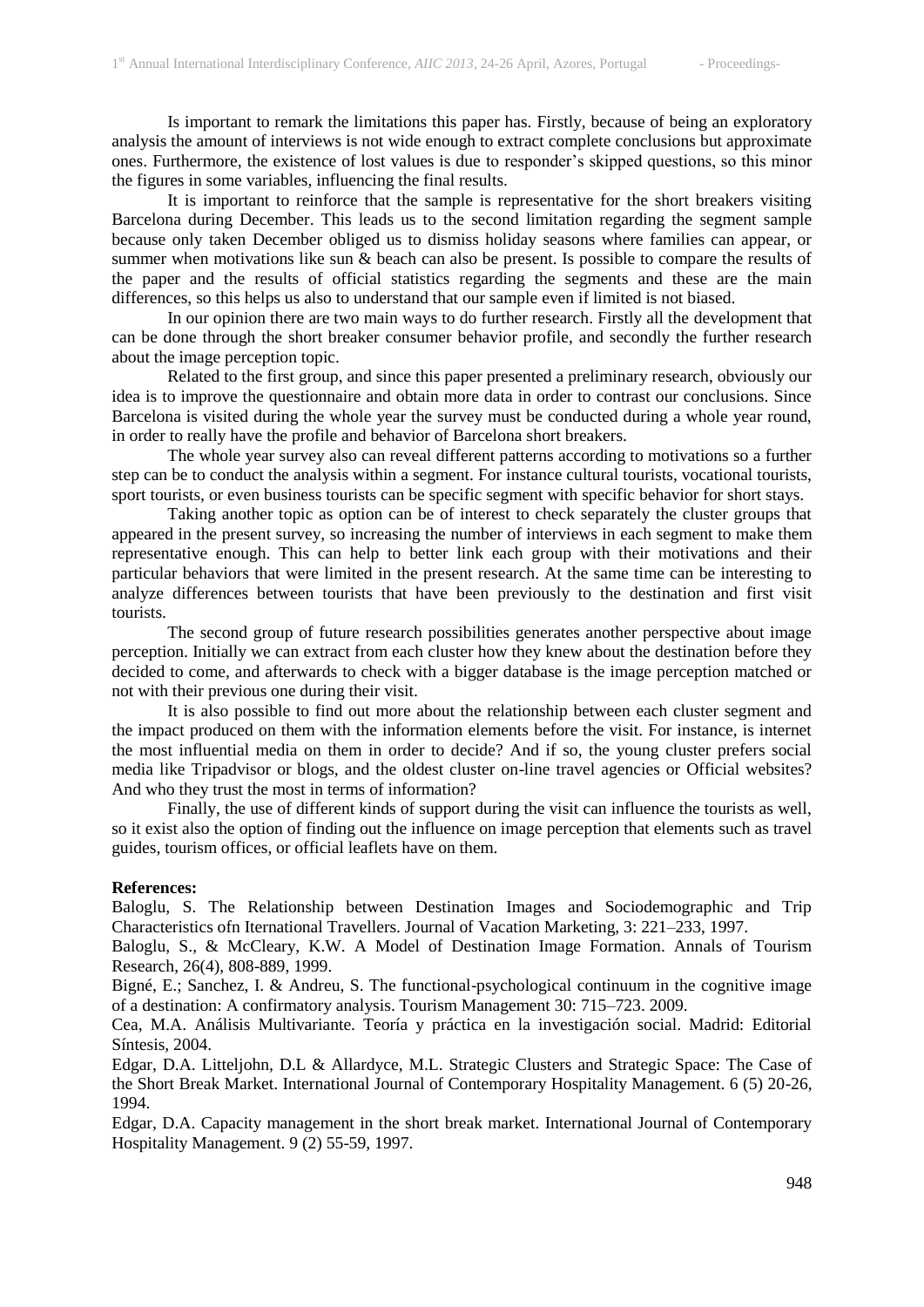Is important to remark the limitations this paper has. Firstly, because of being an exploratory analysis the amount of interviews is not wide enough to extract complete conclusions but approximate ones. Furthermore, the existence of lost values is due to responder's skipped questions, so this minor the figures in some variables, influencing the final results.

It is important to reinforce that the sample is representative for the short breakers visiting Barcelona during December. This leads us to the second limitation regarding the segment sample because only taken December obliged us to dismiss holiday seasons where families can appear, or summer when motivations like sun & beach can also be present. Is possible to compare the results of the paper and the results of official statistics regarding the segments and these are the main differences, so this helps us also to understand that our sample even if limited is not biased.

In our opinion there are two main ways to do further research. Firstly all the development that can be done through the short breaker consumer behavior profile, and secondly the further research about the image perception topic.

Related to the first group, and since this paper presented a preliminary research, obviously our idea is to improve the questionnaire and obtain more data in order to contrast our conclusions. Since Barcelona is visited during the whole year the survey must be conducted during a whole year round, in order to really have the profile and behavior of Barcelona short breakers.

The whole year survey also can reveal different patterns according to motivations so a further step can be to conduct the analysis within a segment. For instance cultural tourists, vocational tourists, sport tourists, or even business tourists can be specific segment with specific behavior for short stays.

Taking another topic as option can be of interest to check separately the cluster groups that appeared in the present survey, so increasing the number of interviews in each segment to make them representative enough. This can help to better link each group with their motivations and their particular behaviors that were limited in the present research. At the same time can be interesting to analyze differences between tourists that have been previously to the destination and first visit tourists.

The second group of future research possibilities generates another perspective about image perception. Initially we can extract from each cluster how they knew about the destination before they decided to come, and afterwards to check with a bigger database is the image perception matched or not with their previous one during their visit.

It is also possible to find out more about the relationship between each cluster segment and the impact produced on them with the information elements before the visit. For instance, is internet the most influential media on them in order to decide? And if so, the young cluster prefers social media like Tripadvisor or blogs, and the oldest cluster on-line travel agencies or Official websites? And who they trust the most in terms of information?

Finally, the use of different kinds of support during the visit can influence the tourists as well, so it exist also the option of finding out the influence on image perception that elements such as travel guides, tourism offices, or official leaflets have on them.

**References:**

Baloglu, S. The Relationship between Destination Images and Sociodemographic and Trip Characteristics ofn Iternational Travellers. Journal of Vacation Marketing, 3: 221–233, 1997.

Baloglu, S., & McCleary, K.W. A Model of Destination Image Formation. Annals of Tourism Research, 26(4), 808-889, 1999.

Bigné, E.; Sanchez, I. & Andreu, S. The functional-psychological continuum in the cognitive image of a destination: A confirmatory analysis. Tourism Management 30: 715–723. 2009.

Cea, M.A. Análisis Multivariante. Teoría y práctica en la investigación social. Madrid: Editorial Síntesis, 2004.

Edgar, D.A. Litteljohn, D.L & Allardyce, M.L. Strategic Clusters and Strategic Space: The Case of the Short Break Market. International Journal of Contemporary Hospitality Management. 6 (5) 20-26, 1994.

Edgar, D.A. Capacity management in the short break market. International Journal of Contemporary Hospitality Management. 9 (2) 55-59, 1997.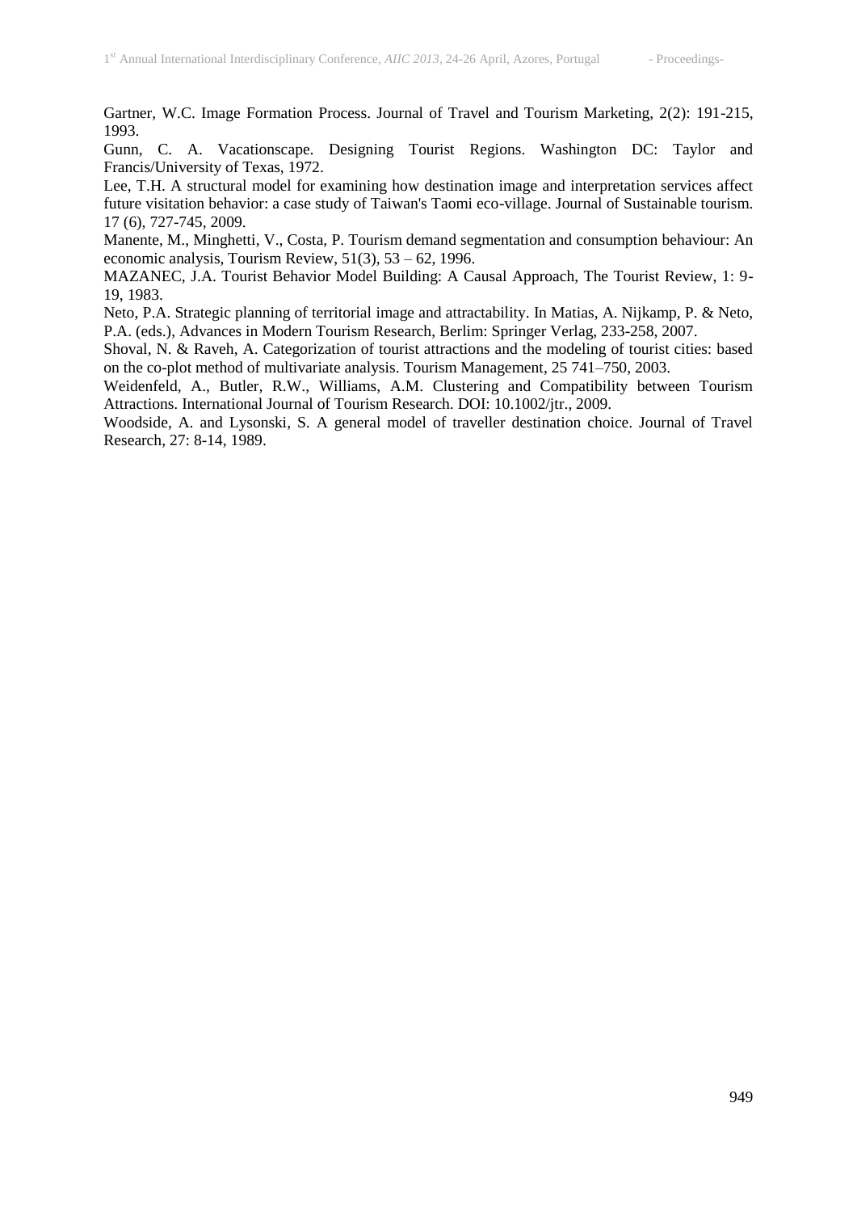Gartner, W.C. Image Formation Process. Journal of Travel and Tourism Marketing, 2(2): 191-215, 1993.

Gunn, C. A. Vacationscape. Designing Tourist Regions. Washington DC: Taylor and Francis/University of Texas, 1972.

Lee, T.H. A structural model for examining how destination image and interpretation services affect future visitation behavior: a case study of Taiwan's Taomi eco-village. Journal of Sustainable tourism. 17 (6), 727-745, 2009.

Manente, M., Minghetti, V., Costa, P. Tourism demand segmentation and consumption behaviour: An economic analysis, Tourism Review, 51(3), 53 – 62, 1996.

MAZANEC, J.A. Tourist Behavior Model Building: A Causal Approach, The Tourist Review, 1: 9-19, 1983.

Neto, P.A. Strategic planning of territorial image and attractability. In Matias, A. Nijkamp, P. & Neto, P.A. (eds.), Advances in Modern Tourism Research, Berlim: Springer Verlag, 233-258, 2007.

Shoval, N. & Raveh, A. Categorization of tourist attractions and the modeling of tourist cities: based on the co-plot method of multivariate analysis. Tourism Management, 25 741–750, 2003.

Weidenfeld, A., Butler, R.W., Williams, A.M. Clustering and Compatibility between Tourism Attractions. International Journal of Tourism Research. DOI: 10.1002/jtr., 2009.

Woodside, A. and Lysonski, S. A general model of traveller destination choice. Journal of Travel Research, 27: 8-14, 1989.